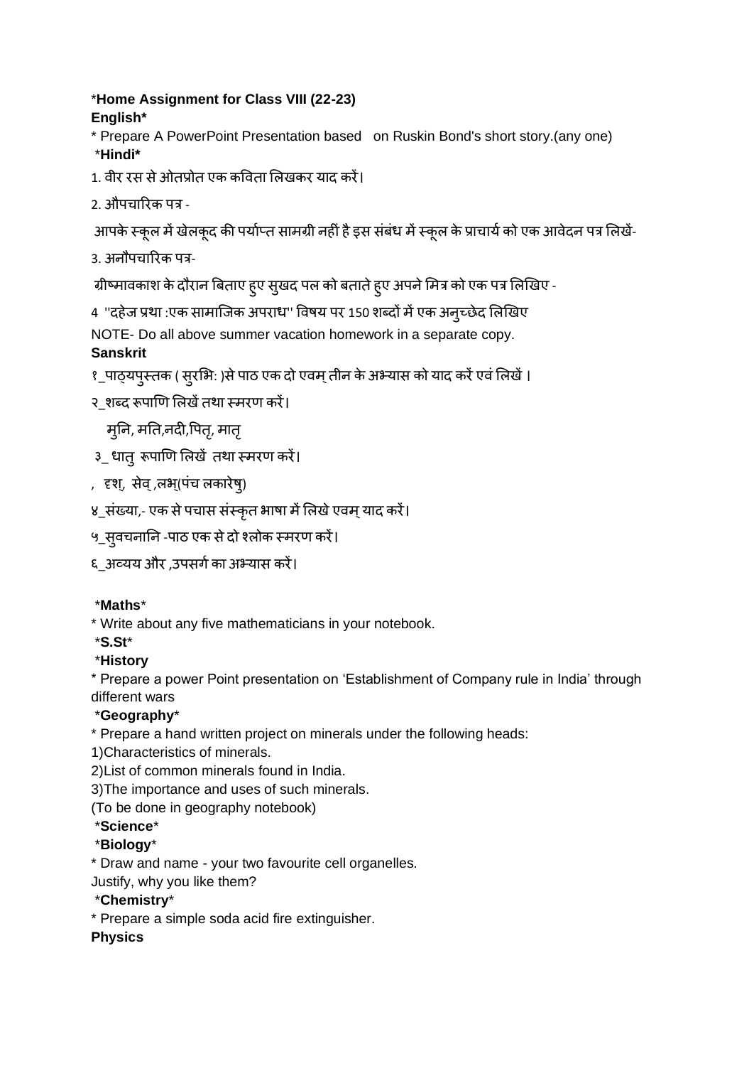*Home Assignment for Class VIII (22-23)

**English***

* Prepare A PowerPoint Presentation based on Ruskin Bond's short story.(any one)

***Hindi***

1. वीर रस से ओतप्रोत एक कविता लिखकर याद करें।

2. औपचारिक पत्र -

आपके स्कूल में खेलकूद की पर्याप्त सामग्री नहीं है इस संबंध में स्कूल के प्राचार्य को एक आवेदन पत्र लिखें-

3. अनौपचारिक पत्र-

ग्रीष्मावकाश के दौरान बिताए हुए सुखद पल को बताते हुए अपने मित्र को एक पत्र लिखिए -

4 ''दहेज प्रथा :एक सामाजिक अपराध'' विषय पर 150 शब्दों में एक अनुच्छेद लिखिए

NOTE- Do all above summer vacation homework in a separate copy.

**Sanskrit**

१_पाठ्यपुस्तक ( सुरभिः )से पाठ एक दो एवम् तीन के अभ्यास को याद करें एवं लिखें ।

२_शब्द रूपाणि लिखें तथा स्मरण करें।

मुनि, मति,नदी,पितृ, मातृ

३_ धातु रूपाणि लिखें तथा स्मरण करें।

, दृश्, सेव् ,लभ्(पंच लकारेषु)

४_संख्या,- एक से पचास संस्कृत भाषा में लिखे एवम् याद करें।

५_सुवचनानि -पाठ एक से दो श्लोक स्मरण करें।

६_अव्यय और ,उपसर्ग का अभ्यास करें।

***Maths***

* Write about any five mathematicians in your notebook.

***S.St***

***History**

* Prepare a power Point presentation on 'Establishment of Company rule in India' through different wars

***Geography***

* Prepare a hand written project on minerals under the following heads:

1)Characteristics of minerals.

2)List of common minerals found in India.

3)The importance and uses of such minerals.

(To be done in geography notebook)

***Science***

***Biology***

* Draw and name - your two favourite cell organelles.

Justify, why you like them?

***Chemistry***

* Prepare a simple soda acid fire extinguisher.

**Physics**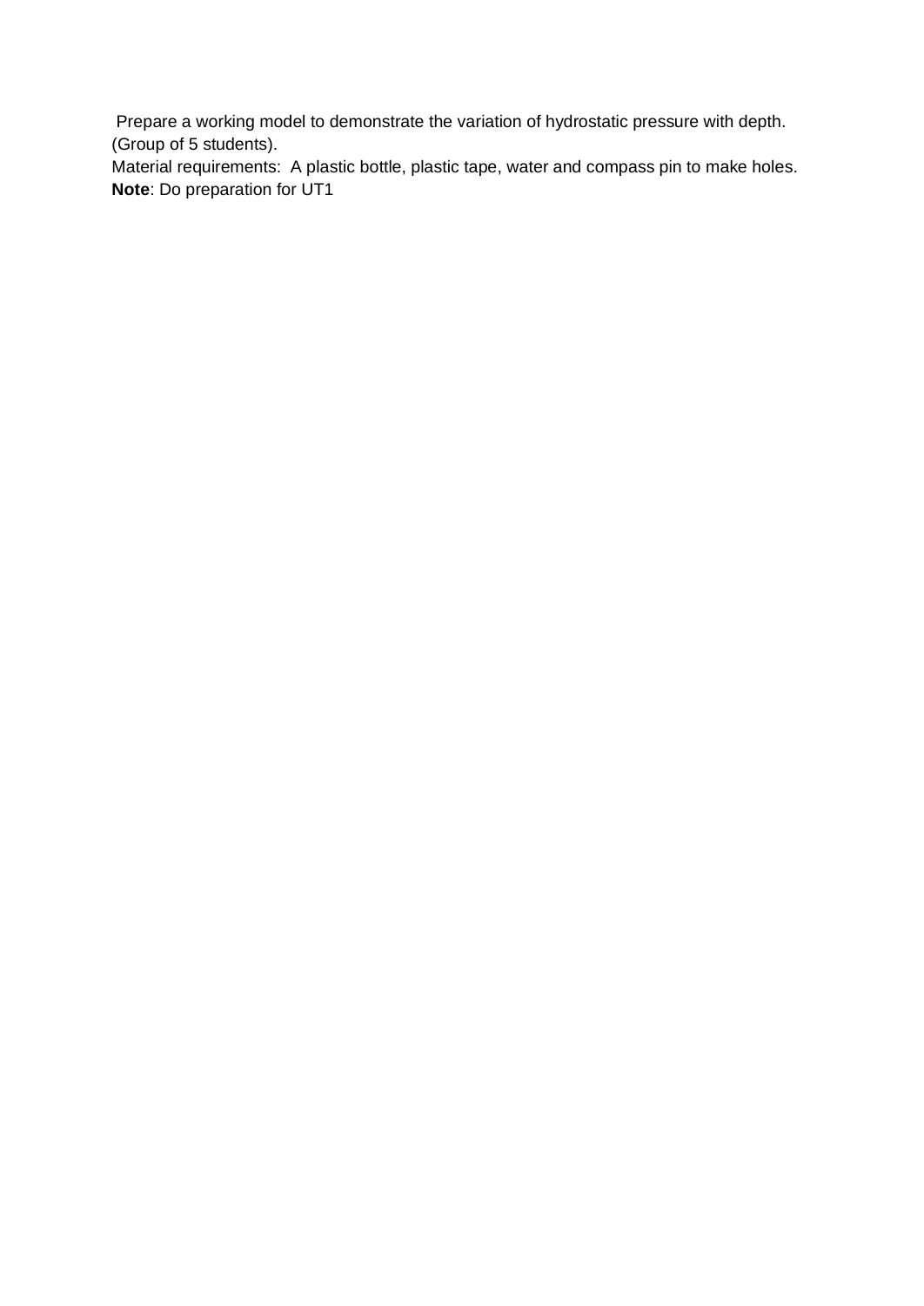Prepare a working model to demonstrate the variation of hydrostatic pressure with depth. (Group of 5 students).

Material requirements: A plastic bottle, plastic tape, water and compass pin to make holes.

**Note**: Do preparation for UT1